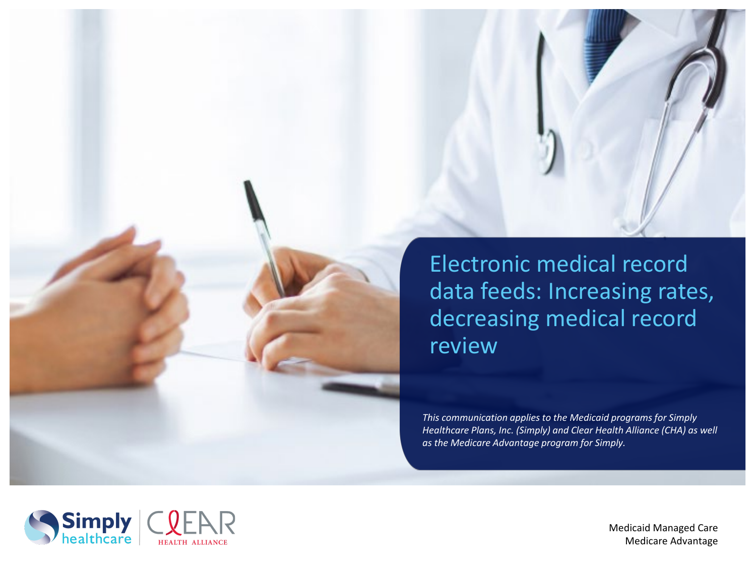# Electronic medical record data feeds: Increasing rates, decreasing medical record review

*This communication applies to the Medicaid programs for Simply Healthcare Plans, Inc. (Simply) and Clear Health Alliance (CHA) as well as the Medicare Advantage program for Simply.*

Medicaid Managed Care
Medicare Advantage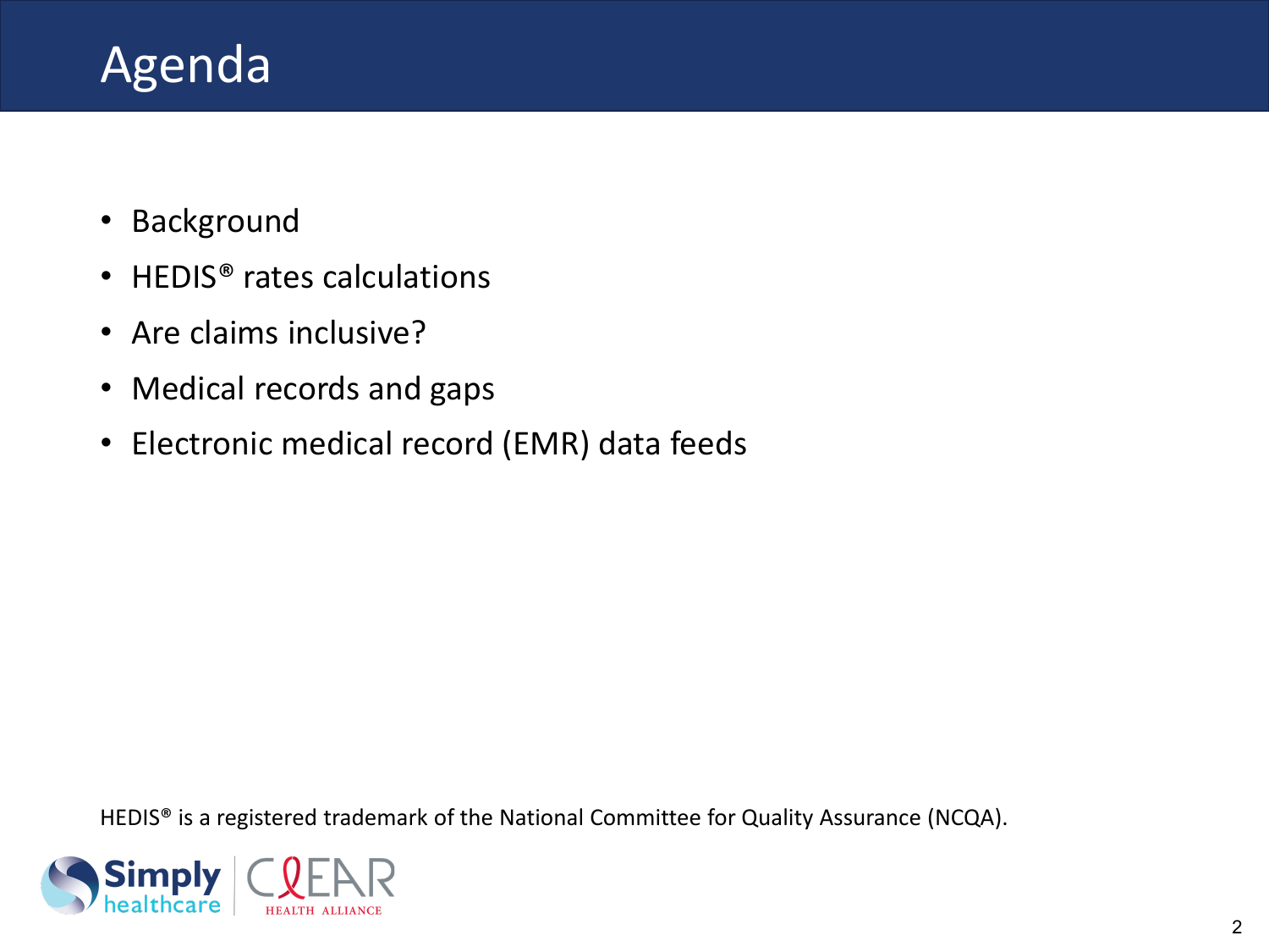# Agenda

- Background
- HEDIS® rates calculations
- Are claims inclusive?
- Medical records and gaps
- Electronic medical record (EMR) data feeds

HEDIS® is a registered trademark of the National Committee for Quality Assurance (NCQA).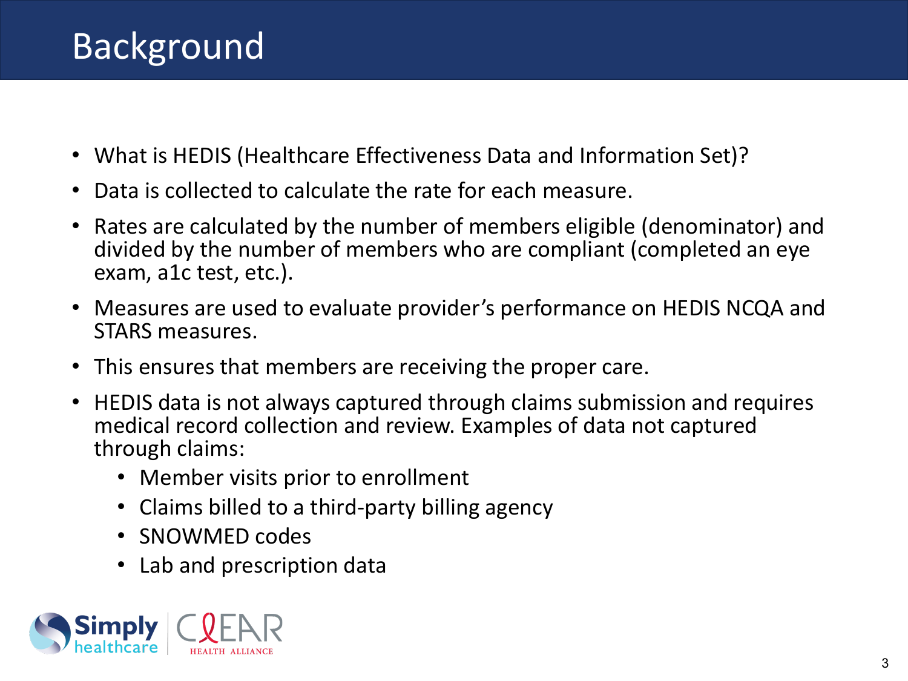# Background

- What is HEDIS (Healthcare Effectiveness Data and Information Set)?
- Data is collected to calculate the rate for each measure.
- Rates are calculated by the number of members eligible (denominator) and divided by the number of members who are compliant (completed an eye exam, a1c test, etc.).
- Measures are used to evaluate provider's performance on HEDIS NCQA and STARS measures.
- This ensures that members are receiving the proper care.
- HEDIS data is not always captured through claims submission and requires medical record collection and review. Examples of data not captured through claims:
  - Member visits prior to enrollment
  - Claims billed to a third-party billing agency
  - SNOWMED codes
  - Lab and prescription data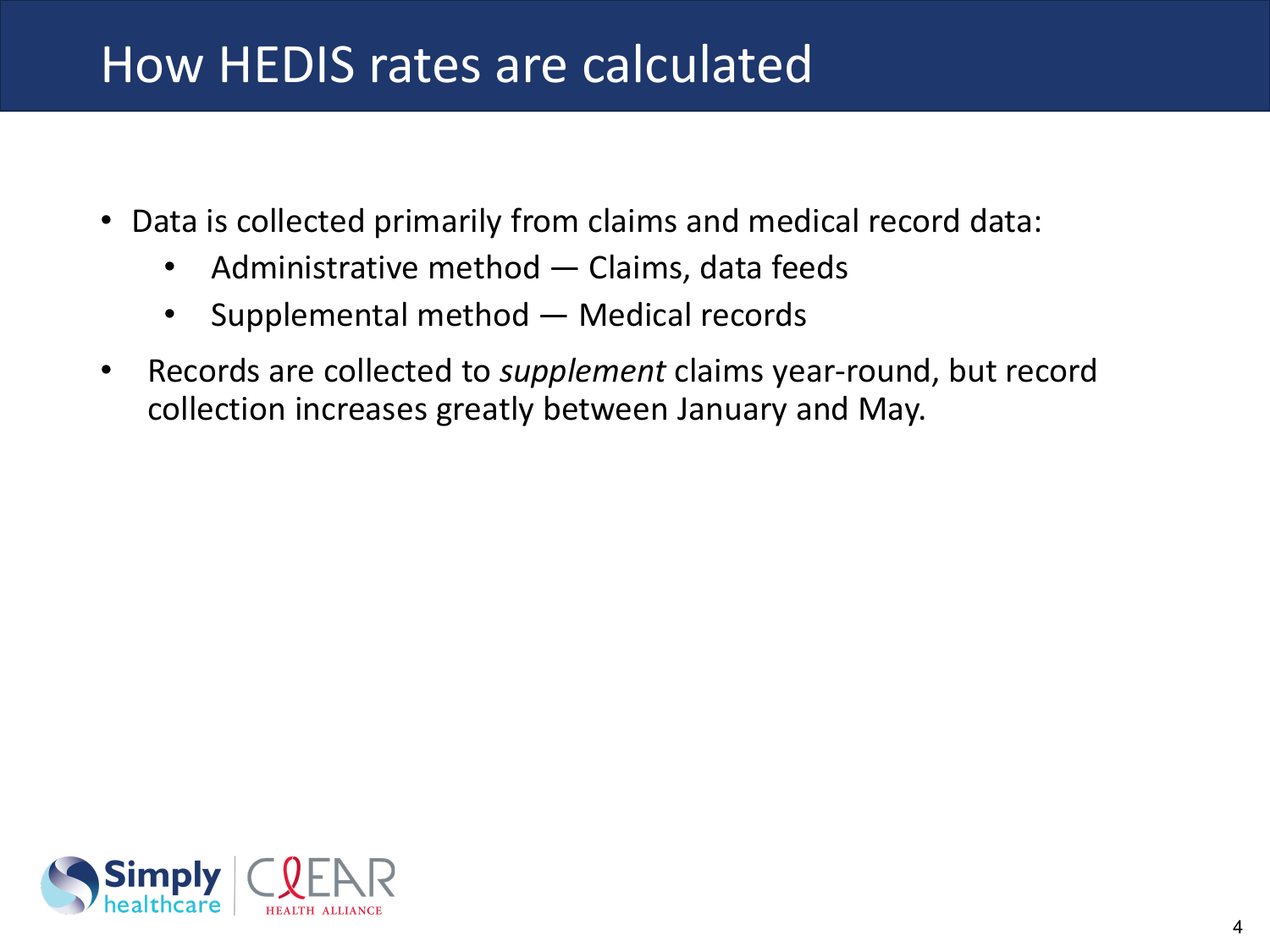# How HEDIS rates are calculated

- Data is collected primarily from claims and medical record data:
  - Administrative method — Claims, data feeds
  - Supplemental method — Medical records
- Records are collected to *supplement* claims year-round, but record collection increases greatly between January and May.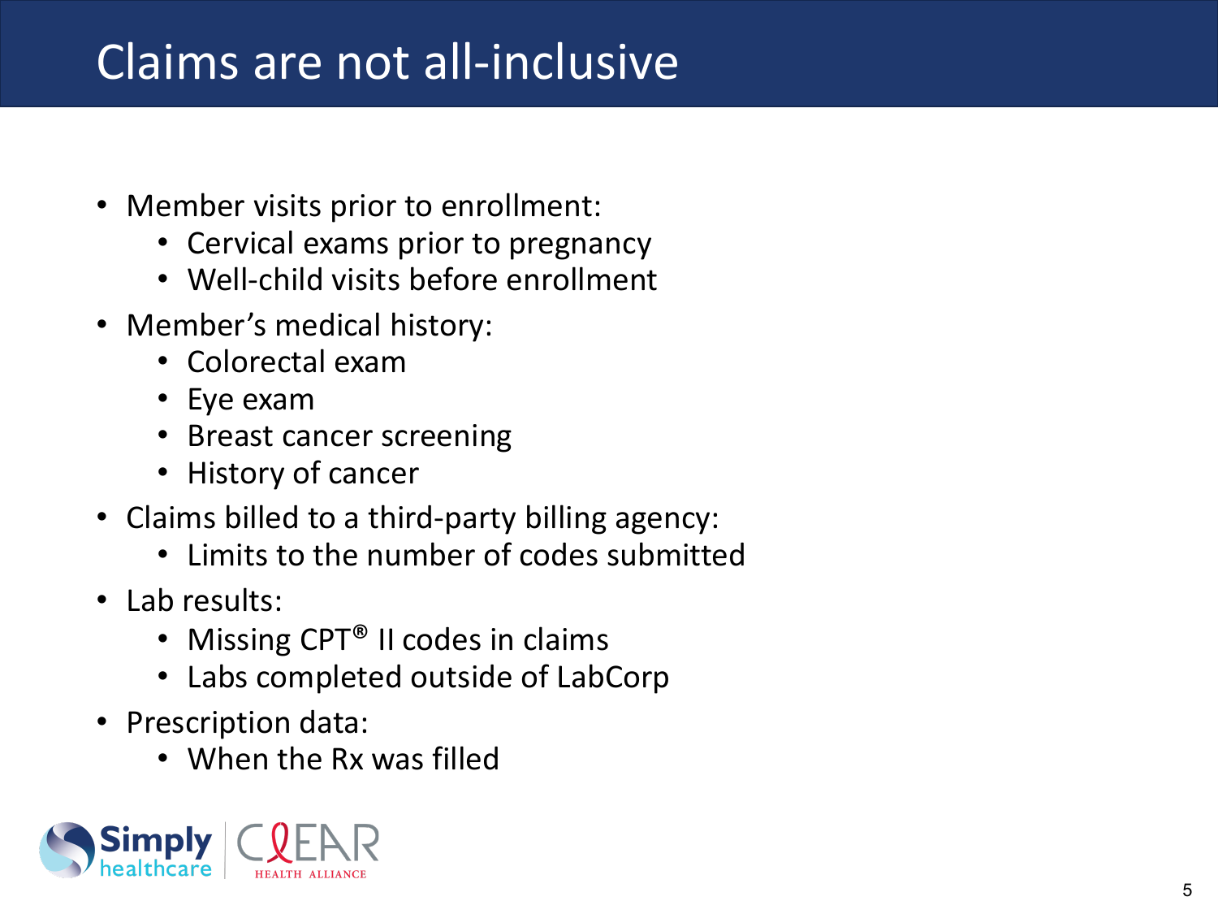# Claims are not all-inclusive

- Member visits prior to enrollment:
  - Cervical exams prior to pregnancy
  - Well-child visits before enrollment
- Member's medical history:
  - Colorectal exam
  - Eye exam
  - Breast cancer screening
  - History of cancer
- Claims billed to a third-party billing agency:
  - Limits to the number of codes submitted
- Lab results:
  - Missing CPT® II codes in claims
  - Labs completed outside of LabCorp
- Prescription data:
  - When the Rx was filled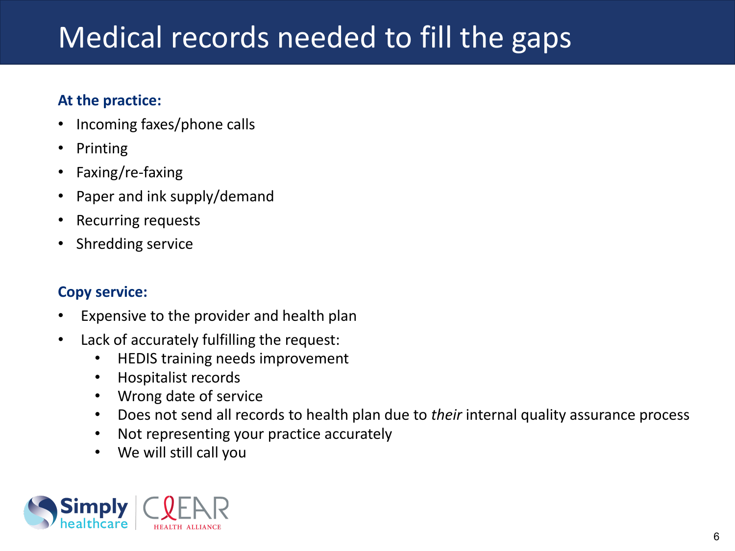# Medical records needed to fill the gaps

**At the practice:**

- Incoming faxes/phone calls
- Printing
- Faxing/re-faxing
- Paper and ink supply/demand
- Recurring requests
- Shredding service

**Copy service:**

- Expensive to the provider and health plan
- Lack of accurately fulfilling the request:
  - HEDIS training needs improvement
  - Hospitalist records
  - Wrong date of service
  - Does not send all records to health plan due to *their* internal quality assurance process
  - Not representing your practice accurately
  - We will still call you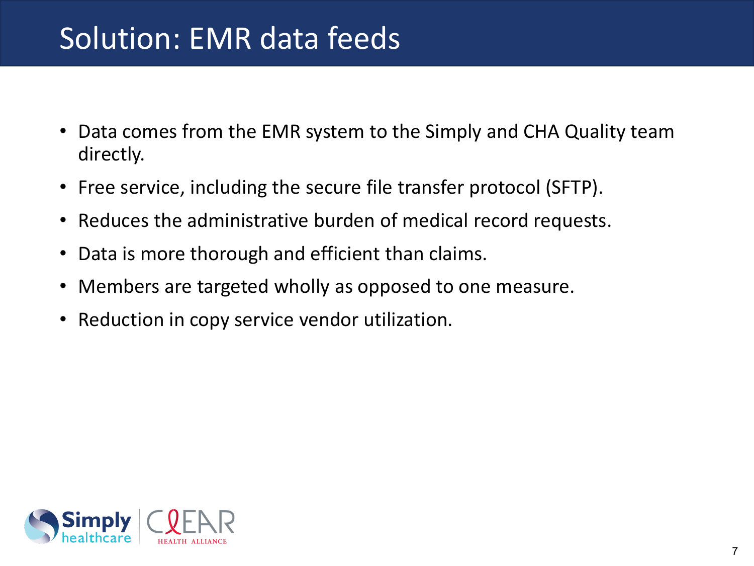# Solution: EMR data feeds

- Data comes from the EMR system to the Simply and CHA Quality team directly.
- Free service, including the secure file transfer protocol (SFTP).
- Reduces the administrative burden of medical record requests.
- Data is more thorough and efficient than claims.
- Members are targeted wholly as opposed to one measure.
- Reduction in copy service vendor utilization.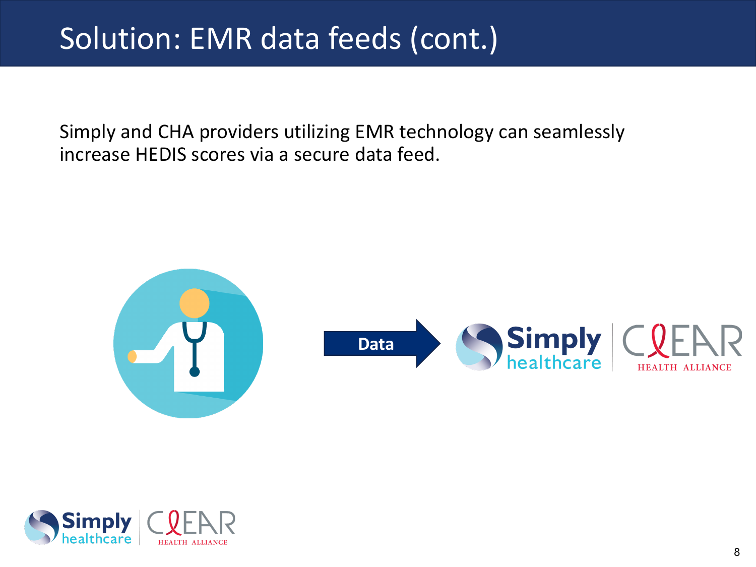# Solution: EMR data feeds (cont.)

Simply and CHA providers utilizing EMR technology can seamlessly increase HEDIS scores via a secure data feed.

Data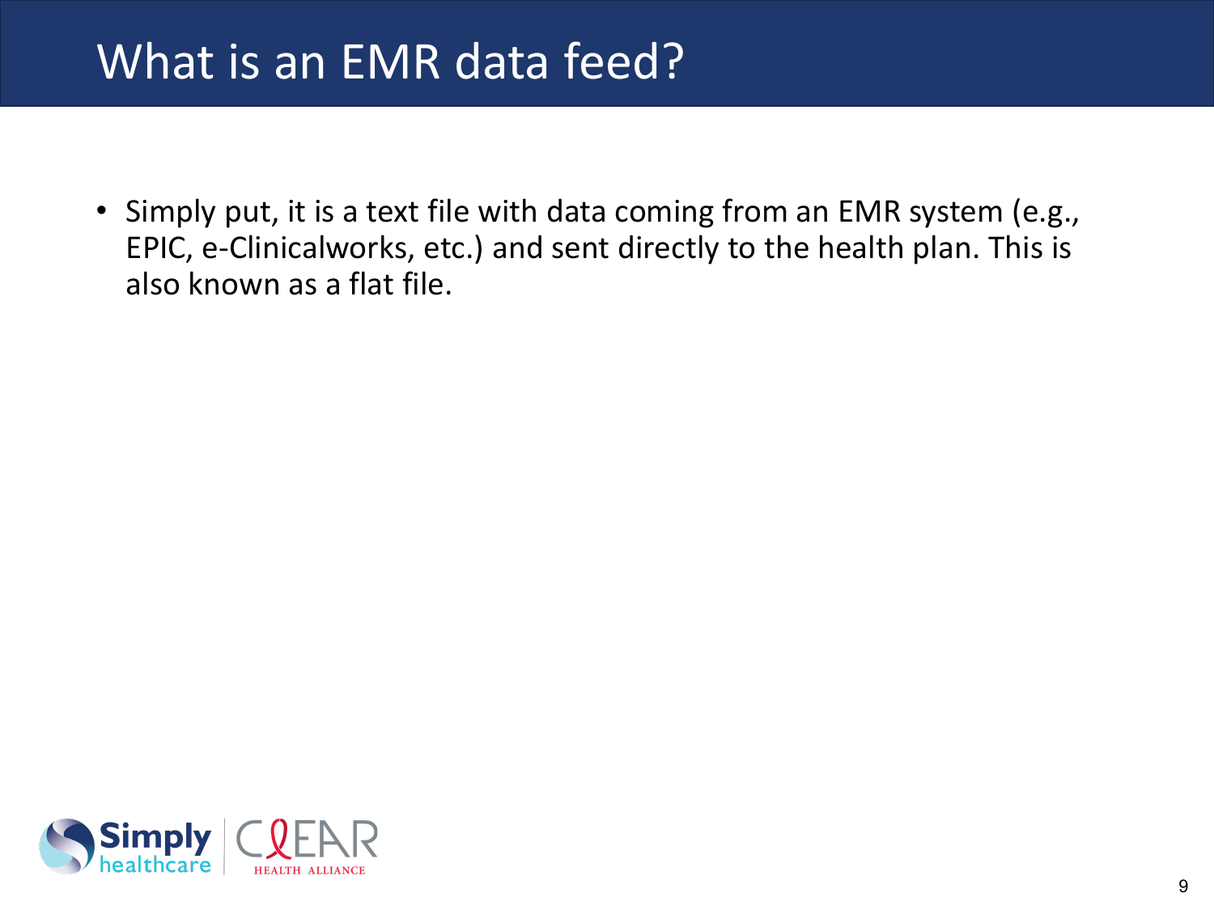# What is an EMR data feed?

- Simply put, it is a text file with data coming from an EMR system (e.g., EPIC, e-Clinicalworks, etc.) and sent directly to the health plan. This is also known as a flat file.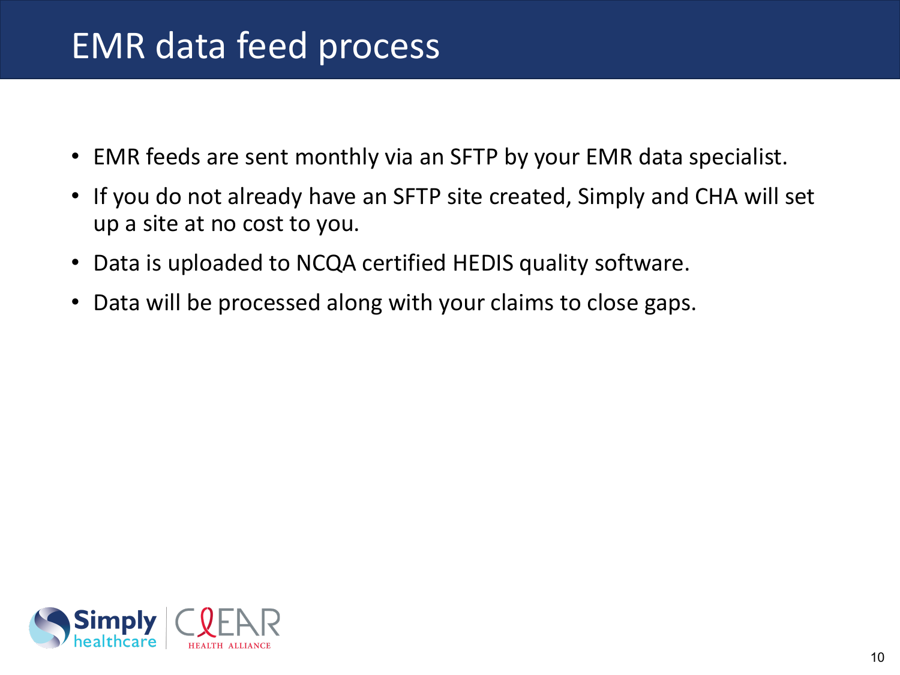# EMR data feed process

- EMR feeds are sent monthly via an SFTP by your EMR data specialist.
- If you do not already have an SFTP site created, Simply and CHA will set up a site at no cost to you.
- Data is uploaded to NCQA certified HEDIS quality software.
- Data will be processed along with your claims to close gaps.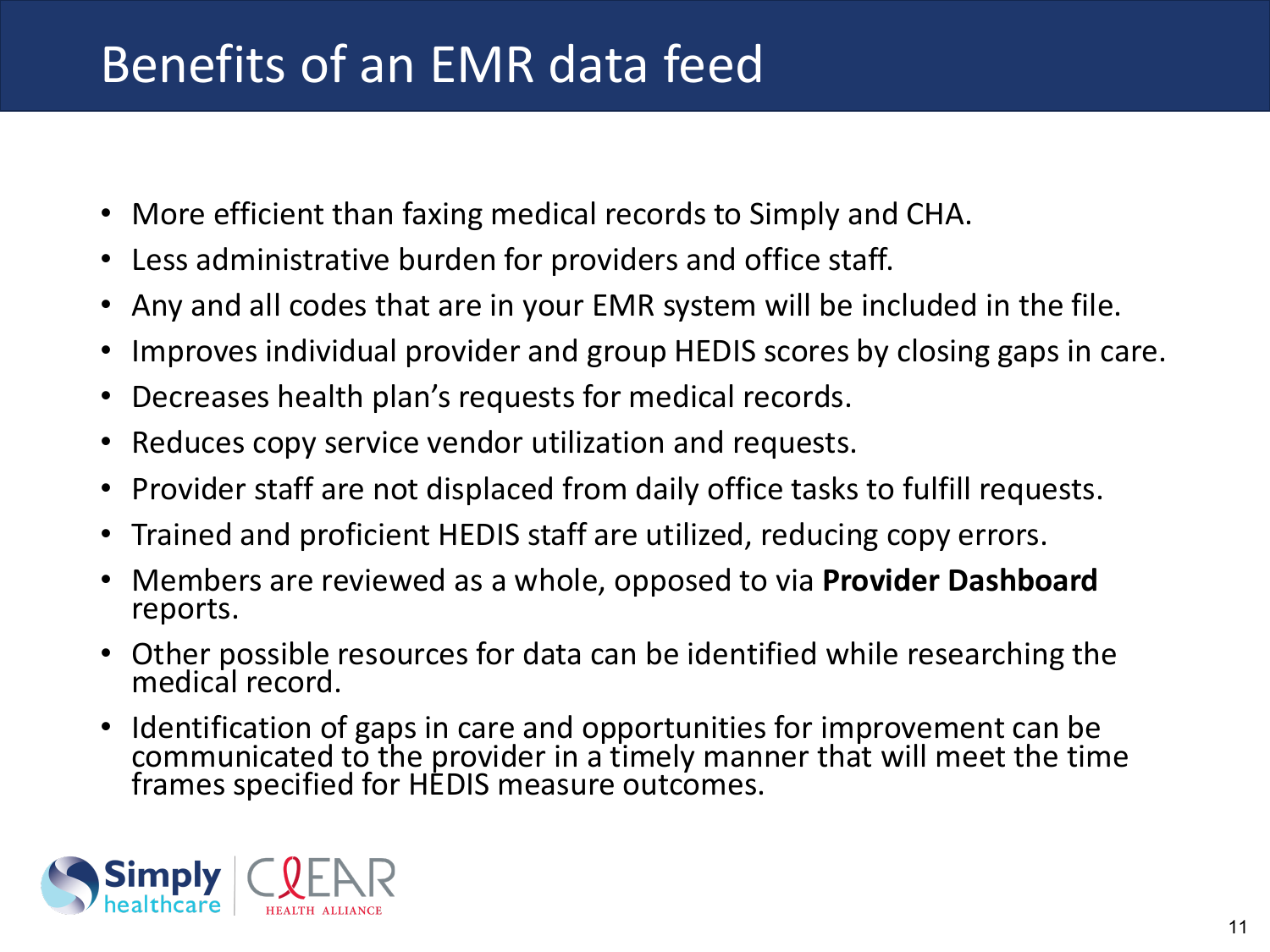# Benefits of an EMR data feed

- More efficient than faxing medical records to Simply and CHA.
- Less administrative burden for providers and office staff.
- Any and all codes that are in your EMR system will be included in the file.
- Improves individual provider and group HEDIS scores by closing gaps in care.
- Decreases health plan's requests for medical records.
- Reduces copy service vendor utilization and requests.
- Provider staff are not displaced from daily office tasks to fulfill requests.
- Trained and proficient HEDIS staff are utilized, reducing copy errors.
- Members are reviewed as a whole, opposed to via **Provider Dashboard** reports.
- Other possible resources for data can be identified while researching the medical record.
- Identification of gaps in care and opportunities for improvement can be communicated to the provider in a timely manner that will meet the time frames specified for HEDIS measure outcomes.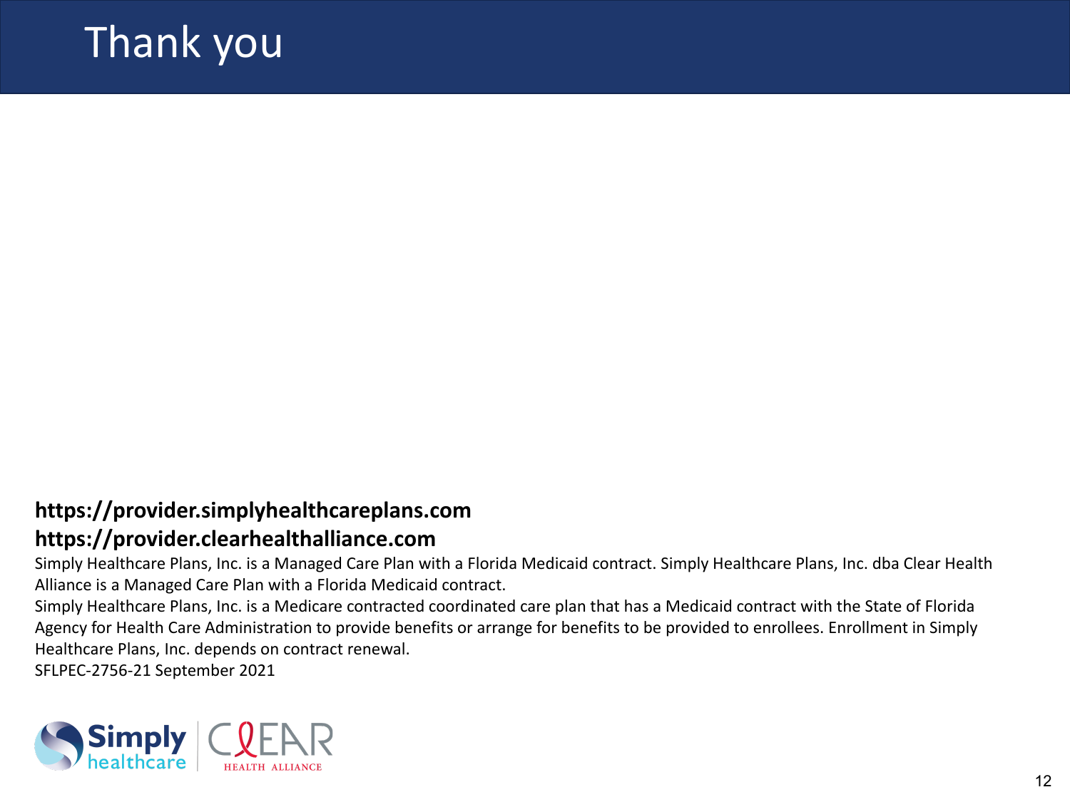# Thank you

**https://provider.simplyhealthcareplans.com**
**https://provider.clearhealthalliance.com**

Simply Healthcare Plans, Inc. is a Managed Care Plan with a Florida Medicaid contract. Simply Healthcare Plans, Inc. dba Clear Health Alliance is a Managed Care Plan with a Florida Medicaid contract.

Simply Healthcare Plans, Inc. is a Medicare contracted coordinated care plan that has a Medicaid contract with the State of Florida Agency for Health Care Administration to provide benefits or arrange for benefits to be provided to enrollees. Enrollment in Simply Healthcare Plans, Inc. depends on contract renewal.

SFLPEC-2756-21 September 2021